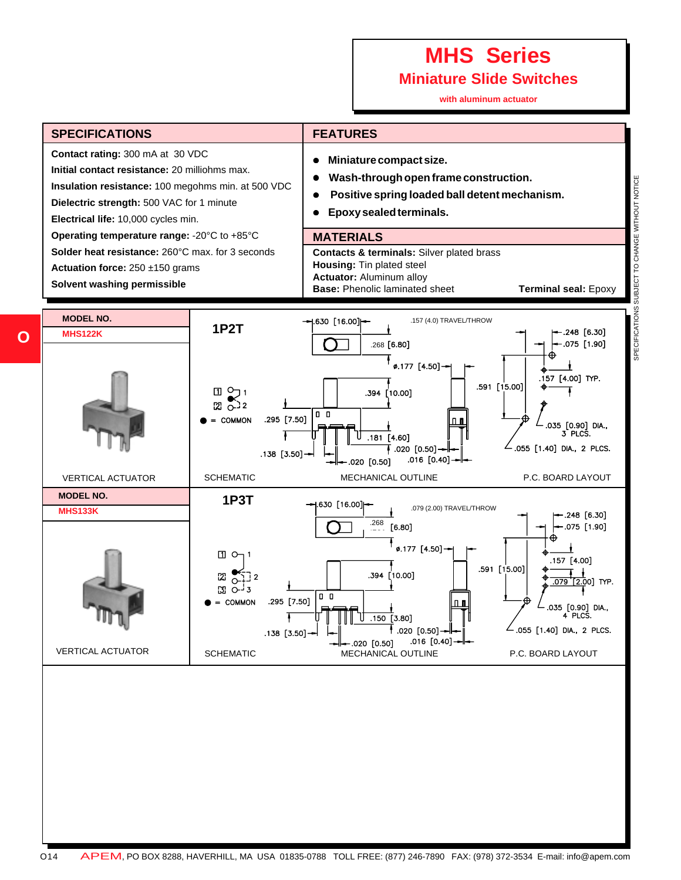# MHS Series

## Miniature Slide Switches

**with aluminum actuator**

## SPECIFICATIONS

**Contact rating:** 300 mA at 30 VDC
**Initial contact resistance:** 20 milliohms max.
**Insulation resistance:** 100 megohms min. at 500 VDC
**Dielectric strength:** 500 VAC for 1 minute
**Electrical life:** 10,000 cycles min.
**Operating temperature range:** -20°C to +85°C
**Solder heat resistance:** 260°C max. for 3 seconds
**Actuation force:** 250 ±150 grams
**Solvent washing permissible**

## FEATURES

- **Miniature compact size.**
- **Wash-through open frame construction.**
- **Positive spring loaded ball detent mechanism.**
- **Epoxy sealed terminals.**

## MATERIALS

**Contacts & terminals:** Silver plated brass
**Housing:** Tin plated steel
**Actuator:** Aluminum alloy
**Base:** Phenolic laminated sheet
**Terminal seal:** Epoxy

SPECIFICATIONS SUBJECT TO CHANGE WITHOUT NOTICE

---

**MODEL NO.**
**MHS122K**

**1P2T**

1, 2; ● = COMMON

.630 [16.00]; .157 (4.0) TRAVEL/THROW; .268 [6.80]; ø.177 [4.50]; .394 [10.00]; .591 [15.00]; .295 [7.50]; .181 [4.60]; .138 [3.50]; .020 [0.50]; .016 [0.40]; .248 [6.30]; .075 [1.90]; .157 [4.00] TYP.; .035 [0.90] DIA., 3 PLCS.; .055 [1.40] DIA., 2 PLCS.

VERTICAL ACTUATOR | SCHEMATIC | MECHANICAL OUTLINE | P.C. BOARD LAYOUT

---

**MODEL NO.**
**MHS133K**

**1P3T**

1, 2, 3; ● = COMMON

.630 [16.00]; .079 (2.00) TRAVEL/THROW; .268 [6.80]; ø.177 [4.50]; .394 [10.00]; .591 [15.00]; .295 [7.50]; .150 [3.80]; .138 [3.50]; .020 [0.50]; .016 [0.40]; .248 [6.30]; .075 [1.90]; .157 [4.00]; .079 [2.00] TYP.; .035 [0.90] DIA., 4 PLCS.; .055 [1.40] DIA., 2 PLCS.

VERTICAL ACTUATOR | SCHEMATIC | MECHANICAL OUTLINE | P.C. BOARD LAYOUT

---

APEM, PO BOX 8288, HAVERHILL, MA USA 01835-0788 TOLL FREE: (877) 246-7890 FAX: (978) 372-3534 E-mail: info@apem.com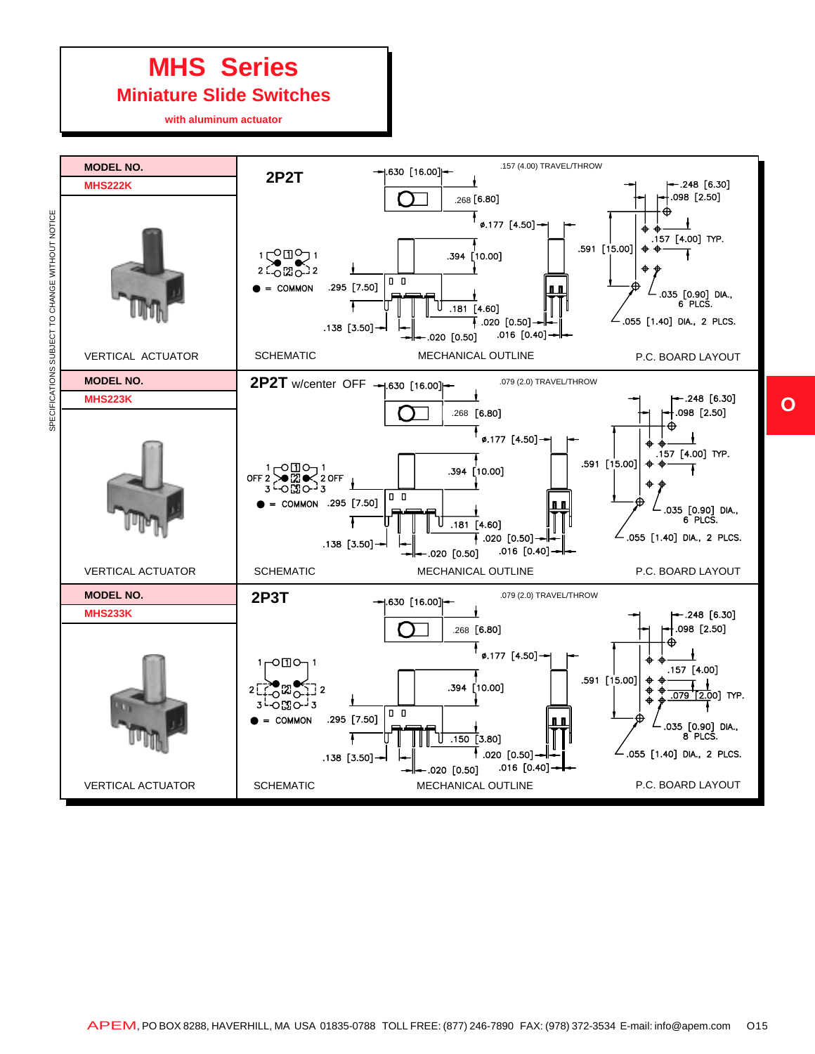# MHS Series

## Miniature Slide Switches

**with aluminum actuator**

SPECIFICATIONS SUBJECT TO CHANGE WITHOUT NOTICE

| MODEL NO. | | | |
|---|---|---|---|
| **MHS222K** | **2P2T** | | |
| VERTICAL ACTUATOR | SCHEMATIC | MECHANICAL OUTLINE | P.C. BOARD LAYOUT |

2P2T schematic: 1, 2 / 1, 2 — ● = COMMON

Mechanical outline: .630 [16.00]; .157 (4.00) TRAVEL/THROW; .268 [6.80]; ø.177 [4.50]; .394 [10.00]; .295 [7.50]; .181 [4.60]; .138 [3.50]; .020 [0.50]; .020 [0.50]; .016 [0.40]

P.C. board layout: .248 [6.30]; .098 [2.50]; .157 [4.00] TYP.; .591 [15.00]; .035 [0.90] DIA., 6 PLCS.; .055 [1.40] DIA., 2 PLCS.

| MODEL NO. | | | |
|---|---|---|---|
| **MHS223K** | **2P2T** w/center OFF | | |
| VERTICAL ACTUATOR | SCHEMATIC | MECHANICAL OUTLINE | P.C. BOARD LAYOUT |

2P2T w/center OFF schematic: 1, OFF 2, 3 / 1, 2 OFF, 3 — ● = COMMON

Mechanical outline: .630 [16.00]; .079 (2.0) TRAVEL/THROW; .268 [6.80]; ø.177 [4.50]; .394 [10.00]; .295 [7.50]; .181 [4.60]; .138 [3.50]; .020 [0.50]; .020 [0.50]; .016 [0.40]

P.C. board layout: .248 [6.30]; .098 [2.50]; .157 [4.00] TYP.; .591 [15.00]; .035 [0.90] DIA., 6 PLCS.; .055 [1.40] DIA., 2 PLCS.

| MODEL NO. | | | |
|---|---|---|---|
| **MHS233K** | **2P3T** | | |
| VERTICAL ACTUATOR | SCHEMATIC | MECHANICAL OUTLINE | P.C. BOARD LAYOUT |

2P3T schematic: 1, 2, 3 / 1, 2, 3 — ● = COMMON

Mechanical outline: .630 [16.00]; .079 (2.0) TRAVEL/THROW; .268 [6.80]; ø.177 [4.50]; .394 [10.00]; .295 [7.50]; .150 [3.80]; .138 [3.50]; .020 [0.50]; .020 [0.50]; .016 [0.40]

P.C. board layout: .248 [6.30]; .098 [2.50]; .157 [4.00]; .079 [2.00] TYP.; .591 [15.00]; .035 [0.90] DIA., 8 PLCS.; .055 [1.40] DIA., 2 PLCS.

APEM, PO BOX 8288, HAVERHILL, MA USA 01835-0788 TOLL FREE: (877) 246-7890 FAX: (978) 372-3534 E-mail: info@apem.com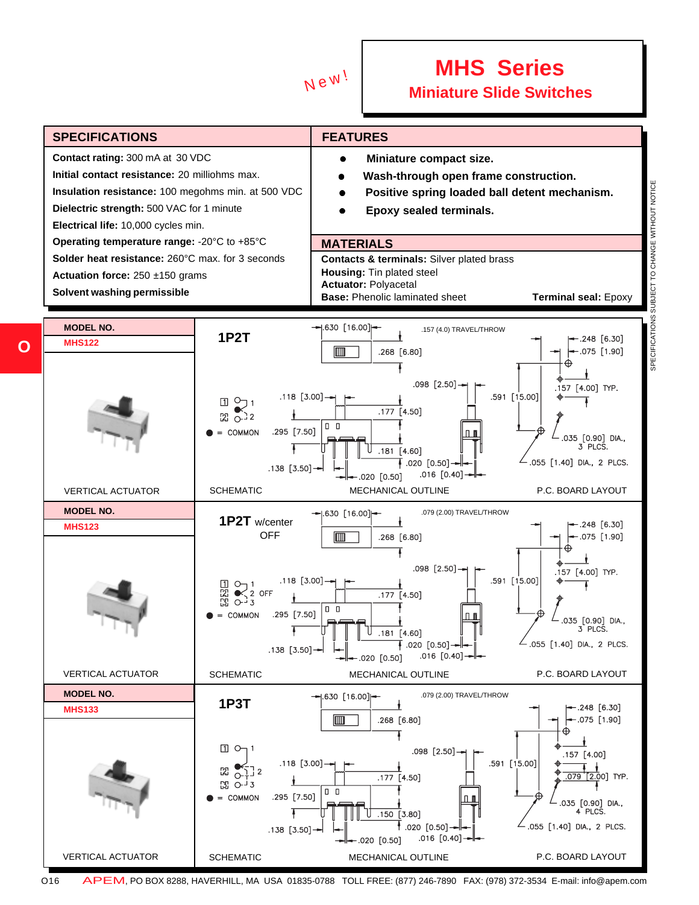New!

# MHS Series

## Miniature Slide Switches

## SPECIFICATIONS

**Contact rating:** 300 mA at 30 VDC

**Initial contact resistance:** 20 milliohms max.

**Insulation resistance:** 100 megohms min. at 500 VDC

**Dielectric strength:** 500 VAC for 1 minute

**Electrical life:** 10,000 cycles min.

**Operating temperature range:** -20°C to +85°C

**Solder heat resistance:** 260°C max. for 3 seconds

**Actuation force:** 250 ±150 grams

**Solvent washing permissible**

## FEATURES

- **Miniature compact size.**
- **Wash-through open frame construction.**
- **Positive spring loaded ball detent mechanism.**
- **Epoxy sealed terminals.**

## MATERIALS

**Contacts & terminals:** Silver plated brass

**Housing:** Tin plated steel

**Actuator:** Polyacetal

**Base:** Phenolic laminated sheet

**Terminal seal:** Epoxy

SPECIFICATIONS SUBJECT TO CHANGE WITHOUT NOTICE

---

**MODEL NO.** MHS122

**1P2T**

Schematic: 1, 2; ● = COMMON

Mechanical outline: .630 [16.00]; .157 (4.0) TRAVEL/THROW; .268 [6.80]; .098 [2.50]; .118 [3.00]; .177 [4.50]; .295 [7.50]; .181 [4.60]; .591 [15.00]; .020 [0.50]; .016 [0.40]; .138 [3.50]; .020 [0.50]

P.C. board layout: .248 [6.30]; .075 [1.90]; .157 [4.00] TYP.; .035 [0.90] DIA., 3 PLCS.; .055 [1.40] DIA., 2 PLCS.

VERTICAL ACTUATOR | SCHEMATIC | MECHANICAL OUTLINE | P.C. BOARD LAYOUT

---

**MODEL NO.** MHS123

**1P2T** w/center OFF

Schematic: 1, 2 OFF, 3; ● = COMMON

Mechanical outline: .630 [16.00]; .079 (2.00) TRAVEL/THROW; .268 [6.80]; .098 [2.50]; .118 [3.00]; .177 [4.50]; .295 [7.50]; .181 [4.60]; .591 [15.00]; .020 [0.50]; .016 [0.40]; .138 [3.50]; .020 [0.50]

P.C. board layout: .248 [6.30]; .075 [1.90]; .157 [4.00] TYP.; .035 [0.90] DIA., 3 PLCS.; .055 [1.40] DIA., 2 PLCS.

VERTICAL ACTUATOR | SCHEMATIC | MECHANICAL OUTLINE | P.C. BOARD LAYOUT

---

**MODEL NO.** MHS133

**1P3T**

Schematic: 1, 2, 3; ● = COMMON

Mechanical outline: .630 [16.00]; .079 (2.00) TRAVEL/THROW; .268 [6.80]; .098 [2.50]; .118 [3.00]; .177 [4.50]; .295 [7.50]; .150 [3.80]; .591 [15.00]; .020 [0.50]; .016 [0.40]; .138 [3.50]; .020 [0.50]

P.C. board layout: .248 [6.30]; .075 [1.90]; .157 [4.00]; .079 [2.00] TYP.; .035 [0.90] DIA., 4 PLCS.; .055 [1.40] DIA., 2 PLCS.

VERTICAL ACTUATOR | SCHEMATIC | MECHANICAL OUTLINE | P.C. BOARD LAYOUT

---

APEM, PO BOX 8288, HAVERHILL, MA USA 01835-0788 TOLL FREE: (877) 246-7890 FAX: (978) 372-3534 E-mail: info@apem.com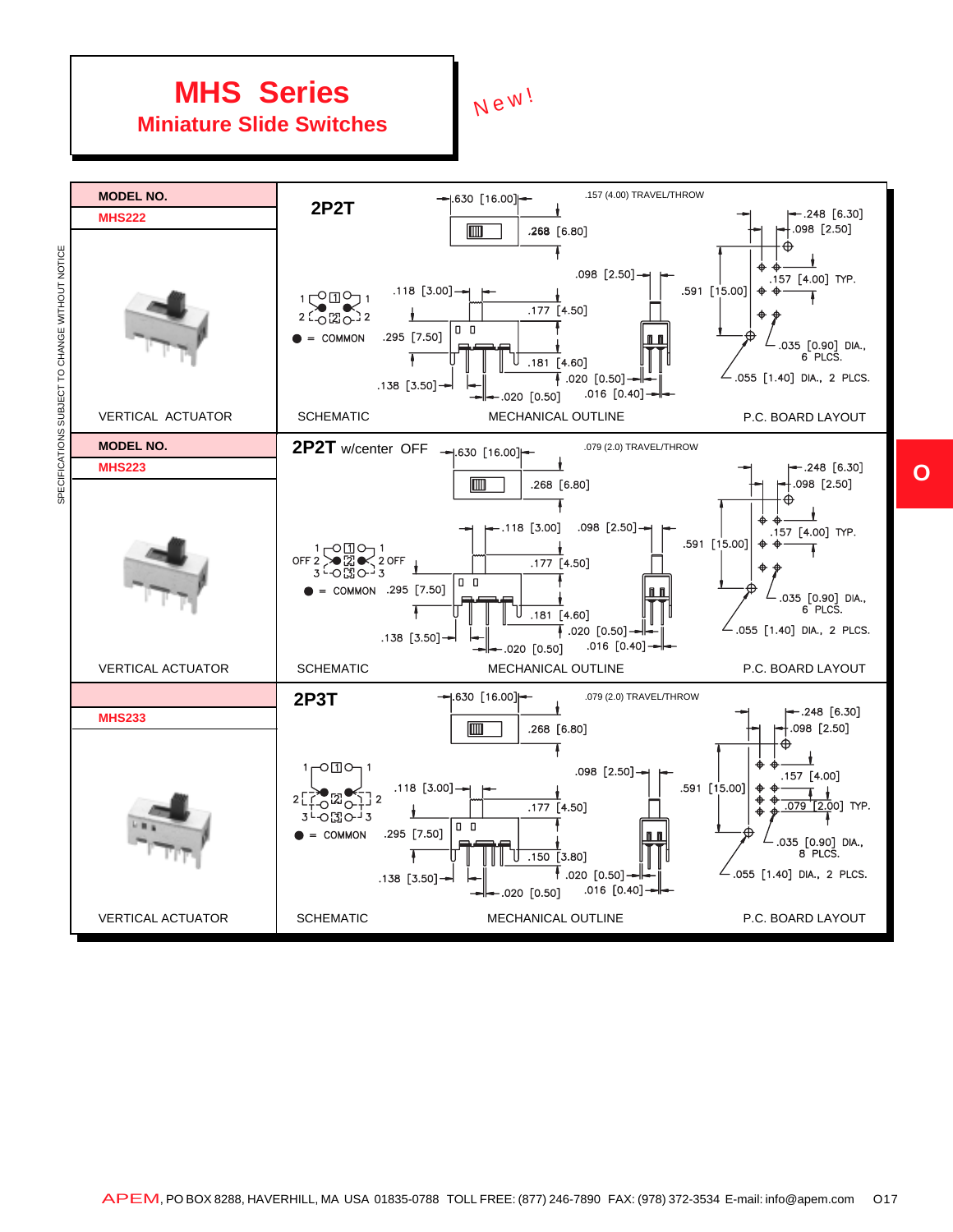# MHS Series

## Miniature Slide Switches

*New!*

SPECIFICATIONS SUBJECT TO CHANGE WITHOUT NOTICE

| MODEL NO. | | | | |
|---|---|---|---|---|
| **MHS222** | **2P2T** | | | |
| VERTICAL ACTUATOR | SCHEMATIC | MECHANICAL OUTLINE | P.C. BOARD LAYOUT | |

**MHS222 — 2P2T**

Schematic: 1, 2 positions; ● = COMMON

Mechanical outline: .630 [16.00]; .157 (4.00) TRAVEL/THROW; .268 [6.80]; .118 [3.00]; .098 [2.50]; .177 [4.50]; .295 [7.50]; .181 [4.60]; .020 [0.50]; .016 [0.40]; .138 [3.50]; .020 [0.50]

P.C. board layout: .248 [6.30]; .098 [2.50]; .591 [15.00]; .157 [4.00] TYP.; .035 [0.90] DIA., 6 PLCS.; .055 [1.40] DIA., 2 PLCS.

| MODEL NO. | | | |
|---|---|---|---|
| **MHS223** | **2P2T** w/center OFF | | |
| VERTICAL ACTUATOR | SCHEMATIC | MECHANICAL OUTLINE | P.C. BOARD LAYOUT |

**MHS223 — 2P2T w/center OFF**

Schematic: 1, OFF 2, 3 positions; ● = COMMON

Mechanical outline: .630 [16.00]; .079 (2.0) TRAVEL/THROW; .268 [6.80]; .118 [3.00]; .098 [2.50]; .177 [4.50]; .295 [7.50]; .181 [4.60]; .020 [0.50]; .016 [0.40]; .138 [3.50]; .020 [0.50]

P.C. board layout: .248 [6.30]; .098 [2.50]; .591 [15.00]; .157 [4.00] TYP.; .035 [0.90] DIA., 6 PLCS.; .055 [1.40] DIA., 2 PLCS.

| | | | |
|---|---|---|---|
| **MHS233** | **2P3T** | | |
| VERTICAL ACTUATOR | SCHEMATIC | MECHANICAL OUTLINE | P.C. BOARD LAYOUT |

**MHS233 — 2P3T**

Schematic: 1, 2, 3 positions; ● = COMMON

Mechanical outline: .630 [16.00]; .079 (2.0) TRAVEL/THROW; .268 [6.80]; .118 [3.00]; .098 [2.50]; .177 [4.50]; .295 [7.50]; .150 [3.80]; .020 [0.50]; .016 [0.40]; .138 [3.50]; .020 [0.50]

P.C. board layout: .248 [6.30]; .098 [2.50]; .591 [15.00]; .157 [4.00]; .079 [2.00] TYP.; .035 [0.90] DIA., 8 PLCS.; .055 [1.40] DIA., 2 PLCS.

APEM, PO BOX 8288, HAVERHILL, MA USA 01835-0788 TOLL FREE: (877) 246-7890 FAX: (978) 372-3534 E-mail: info@apem.com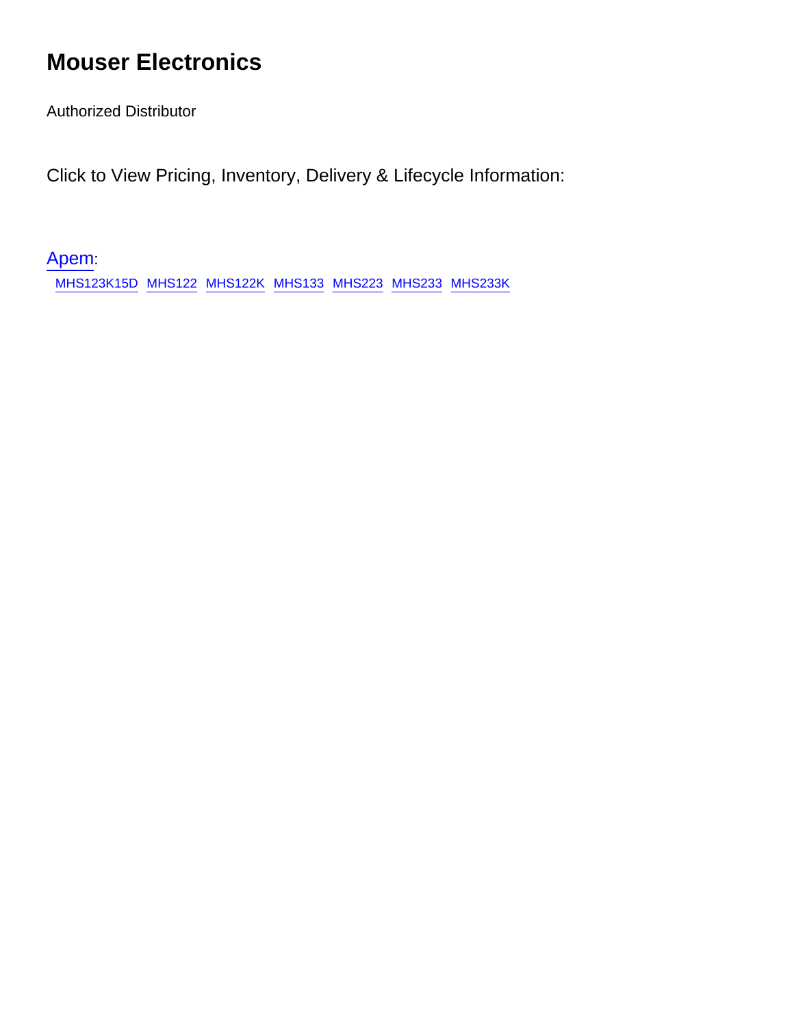# Mouser Electronics

Authorized Distributor

Click to View Pricing, Inventory, Delivery & Lifecycle Information:

Apem:

MHS123K15D MHS122 MHS122K MHS133 MHS223 MHS233 MHS233K